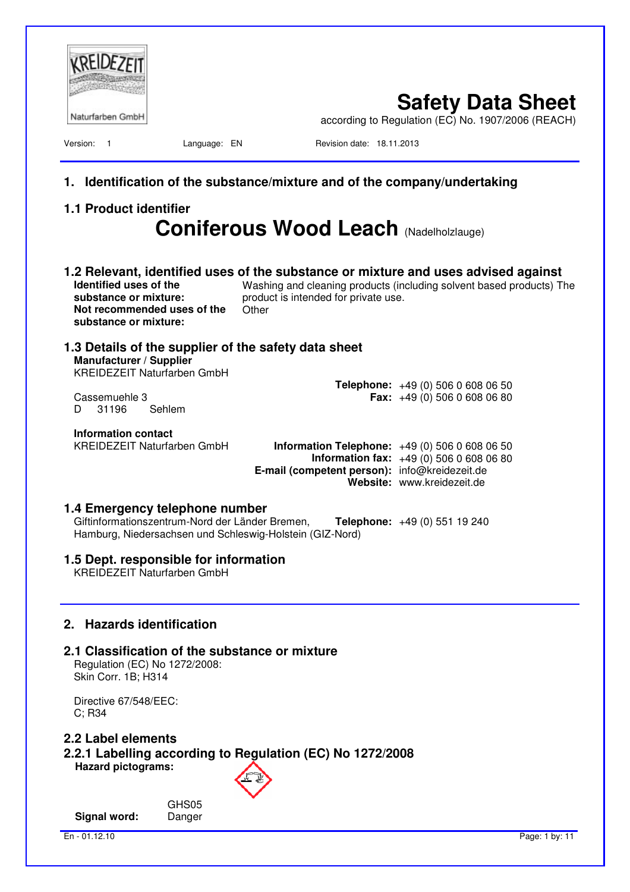KREIDEZEIT Naturfarben GmbH

# Safety Data Sheet

according to Regulation (EC) No. 1907/2006 (REACH)

Version: 1 Language: EN Revision date: 18.11.2013

## 1. Identification of the substance/mixture and of the company/undertaking

### 1.1 Product identifier

**Coniferous Wood Leach** (Nadelholzlauge)

### 1.2 Relevant, identified uses of the substance or mixture and uses advised against

**Identified uses of the substance or mixture:** Washing and cleaning products (including solvent based products) The product is intended for private use.

**Not recommended uses of the substance or mixture:** Other

### 1.3 Details of the supplier of the safety data sheet

**Manufacturer / Supplier**
KREIDEZEIT Naturfarben GmbH
Cassemuehle 3
D 31196 Sehlem

**Telephone:** +49 (0) 506 0 608 06 50
**Fax:** +49 (0) 506 0 608 06 80

**Information contact**
KREIDEZEIT Naturfarben GmbH

**Information Telephone:** +49 (0) 506 0 608 06 50
**Information fax:** +49 (0) 506 0 608 06 80
**E-mail (competent person):** info@kreidezeit.de
**Website:** www.kreidezeit.de

### 1.4 Emergency telephone number

Giftinformationszentrum-Nord der Länder Bremen, Hamburg, Niedersachsen und Schleswig-Holstein (GIZ-Nord)
**Telephone:** +49 (0) 551 19 240

### 1.5 Dept. responsible for information

KREIDEZEIT Naturfarben GmbH

## 2. Hazards identification

### 2.1 Classification of the substance or mixture

Regulation (EC) No 1272/2008:
Skin Corr. 1B; H314

Directive 67/548/EEC:
C; R34

### 2.2 Label elements

### 2.2.1 Labelling according to Regulation (EC) No 1272/2008

**Hazard pictograms:**

GHS05

**Signal word:** Danger

En - 01.12.10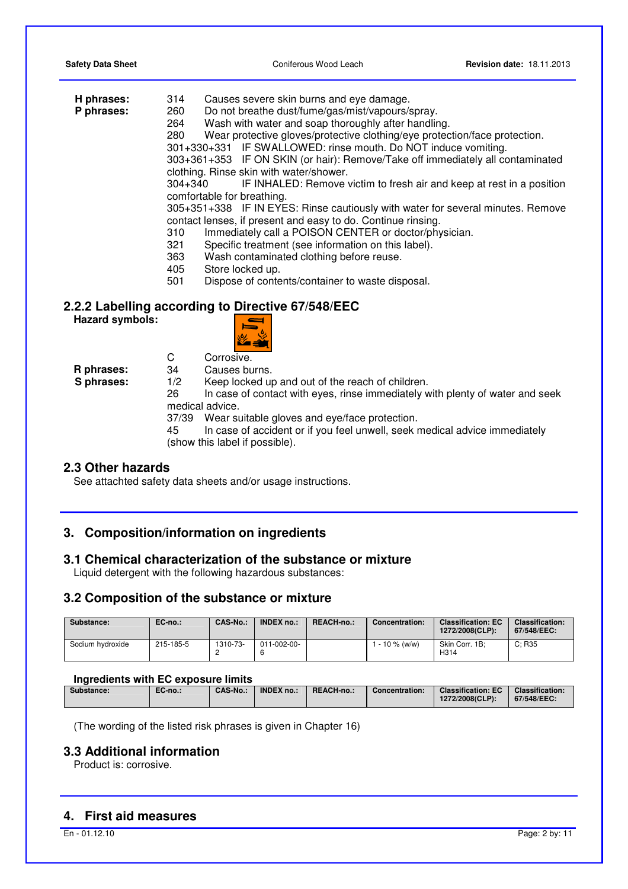**H phrases:** 314 Causes severe skin burns and eye damage.

**P phrases:**
260 Do not breathe dust/fume/gas/mist/vapours/spray.
264 Wash with water and soap thoroughly after handling.
280 Wear protective gloves/protective clothing/eye protection/face protection.
301+330+331 IF SWALLOWED: rinse mouth. Do NOT induce vomiting.
303+361+353 IF ON SKIN (or hair): Remove/Take off immediately all contaminated clothing. Rinse skin with water/shower.
304+340 IF INHALED: Remove victim to fresh air and keep at rest in a position comfortable for breathing.
305+351+338 IF IN EYES: Rinse cautiously with water for several minutes. Remove contact lenses, if present and easy to do. Continue rinsing.
310 Immediately call a POISON CENTER or doctor/physician.
321 Specific treatment (see information on this label).
363 Wash contaminated clothing before reuse.
405 Store locked up.
501 Dispose of contents/container to waste disposal.

## 2.2.2 Labelling according to Directive 67/548/EEC

**Hazard symbols:**

C Corrosive.

**R phrases:** 34 Causes burns.

**S phrases:**
1/2 Keep locked up and out of the reach of children.
26 In case of contact with eyes, rinse immediately with plenty of water and seek medical advice.
37/39 Wear suitable gloves and eye/face protection.
45 In case of accident or if you feel unwell, seek medical advice immediately (show this label if possible).

## 2.3 Other hazards

See attachted safety data sheets and/or usage instructions.

# 3. Composition/information on ingredients

## 3.1 Chemical characterization of the substance or mixture

Liquid detergent with the following hazardous substances:

## 3.2 Composition of the substance or mixture

| Substance: | EC-no.: | CAS-No.: | INDEX no.: | REACH-no.: | Concentration: | Classification: EC 1272/2008(CLP): | Classification: 67/548/EEC: |
|---|---|---|---|---|---|---|---|
| Sodium hydroxide | 215-185-5 | 1310-73-2 | 011-002-00-6 | | 1 - 10 % (w/w) | Skin Corr. 1B; H314 | C; R35 |

**Ingredients with EC exposure limits**

| Substance: | EC-no.: | CAS-No.: | INDEX no.: | REACH-no.: | Concentration: | Classification: EC 1272/2008(CLP): | Classification: 67/548/EEC: |
|---|---|---|---|---|---|---|---|

(The wording of the listed risk phrases is given in Chapter 16)

## 3.3 Additional information

Product is: corrosive.

# 4. First aid measures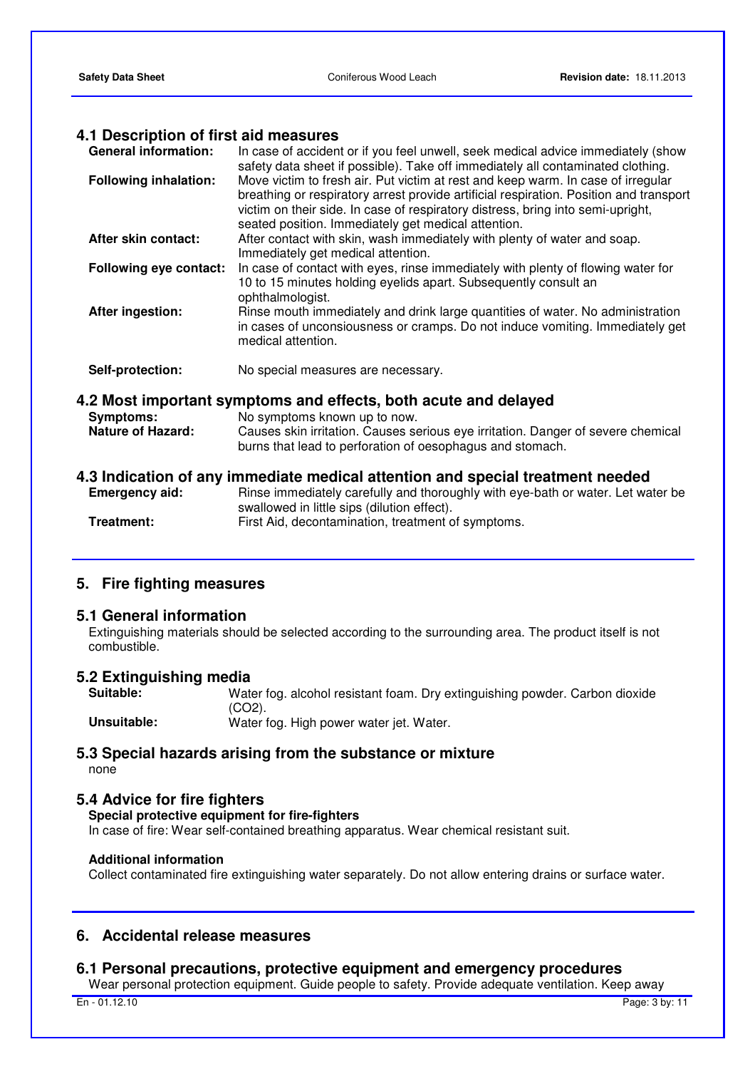## 4.1 Description of first aid measures

**General information:** In case of accident or if you feel unwell, seek medical advice immediately (show safety data sheet if possible). Take off immediately all contaminated clothing.

**Following inhalation:** Move victim to fresh air. Put victim at rest and keep warm. In case of irregular breathing or respiratory arrest provide artificial respiration. Position and transport victim on their side. In case of respiratory distress, bring into semi-upright, seated position. Immediately get medical attention.

**After skin contact:** After contact with skin, wash immediately with plenty of water and soap. Immediately get medical attention.

**Following eye contact:** In case of contact with eyes, rinse immediately with plenty of flowing water for 10 to 15 minutes holding eyelids apart. Subsequently consult an ophthalmologist.

**After ingestion:** Rinse mouth immediately and drink large quantities of water. No administration in cases of unconsiousness or cramps. Do not induce vomiting. Immediately get medical attention.

**Self-protection:** No special measures are necessary.

## 4.2 Most important symptoms and effects, both acute and delayed

**Symptoms:** No symptoms known up to now.

**Nature of Hazard:** Causes skin irritation. Causes serious eye irritation. Danger of severe chemical burns that lead to perforation of oesophagus and stomach.

## 4.3 Indication of any immediate medical attention and special treatment needed

**Emergency aid:** Rinse immediately carefully and thoroughly with eye-bath or water. Let water be swallowed in little sips (dilution effect).

**Treatment:** First Aid, decontamination, treatment of symptoms.

# 5. Fire fighting measures

## 5.1 General information

Extinguishing materials should be selected according to the surrounding area. The product itself is not combustible.

## 5.2 Extinguishing media

**Suitable:** Water fog. alcohol resistant foam. Dry extinguishing powder. Carbon dioxide ($CO_2$).

**Unsuitable:** Water fog. High power water jet. Water.

## 5.3 Special hazards arising from the substance or mixture

none

## 5.4 Advice for fire fighters

**Special protective equipment for fire-fighters**

In case of fire: Wear self-contained breathing apparatus. Wear chemical resistant suit.

**Additional information**

Collect contaminated fire extinguishing water separately. Do not allow entering drains or surface water.

# 6. Accidental release measures

## 6.1 Personal precautions, protective equipment and emergency procedures

Wear personal protection equipment. Guide people to safety. Provide adequate ventilation. Keep away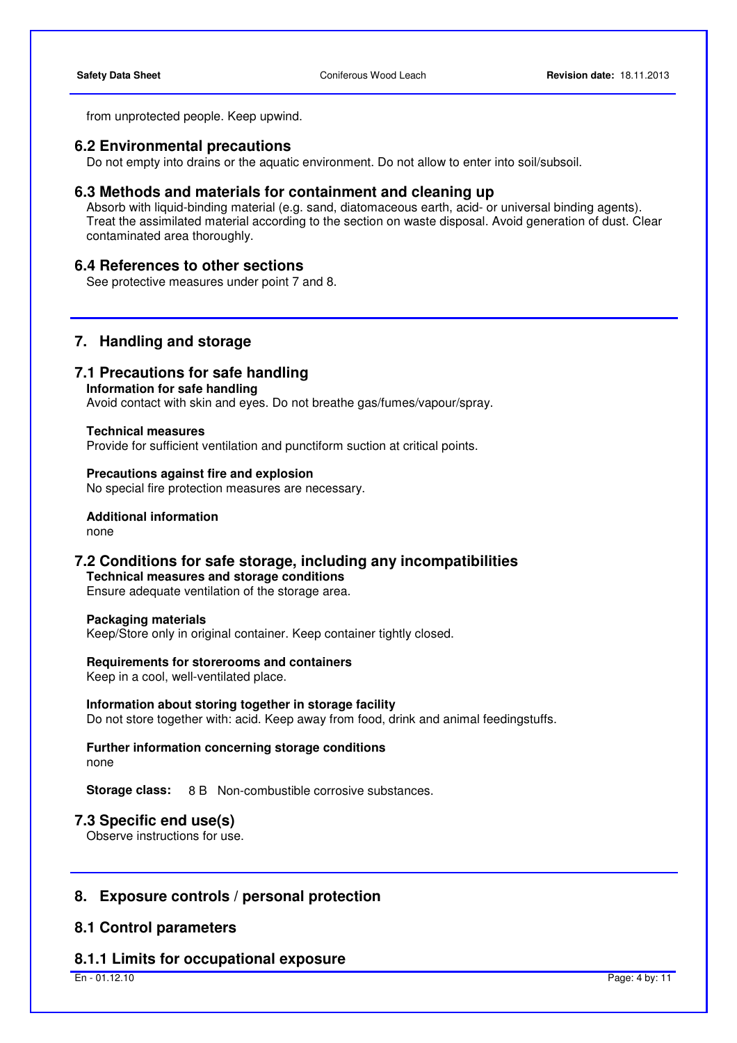from unprotected people. Keep upwind.

### 6.2 Environmental precautions

Do not empty into drains or the aquatic environment. Do not allow to enter into soil/subsoil.

### 6.3 Methods and materials for containment and cleaning up

Absorb with liquid-binding material (e.g. sand, diatomaceous earth, acid- or universal binding agents). Treat the assimilated material according to the section on waste disposal. Avoid generation of dust. Clear contaminated area thoroughly.

### 6.4 References to other sections

See protective measures under point 7 and 8.

## 7. Handling and storage

### 7.1 Precautions for safe handling

**Information for safe handling**

Avoid contact with skin and eyes. Do not breathe gas/fumes/vapour/spray.

**Technical measures**

Provide for sufficient ventilation and punctiform suction at critical points.

**Precautions against fire and explosion**

No special fire protection measures are necessary.

**Additional information**

none

### 7.2 Conditions for safe storage, including any incompatibilities

**Technical measures and storage conditions**

Ensure adequate ventilation of the storage area.

**Packaging materials**

Keep/Store only in original container. Keep container tightly closed.

**Requirements for storerooms and containers**

Keep in a cool, well-ventilated place.

**Information about storing together in storage facility**

Do not store together with: acid. Keep away from food, drink and animal feedingstuffs.

**Further information concerning storage conditions**

none

**Storage class:** 8 B Non-combustible corrosive substances.

### 7.3 Specific end use(s)

Observe instructions for use.

## 8. Exposure controls / personal protection

### 8.1 Control parameters

### 8.1.1 Limits for occupational exposure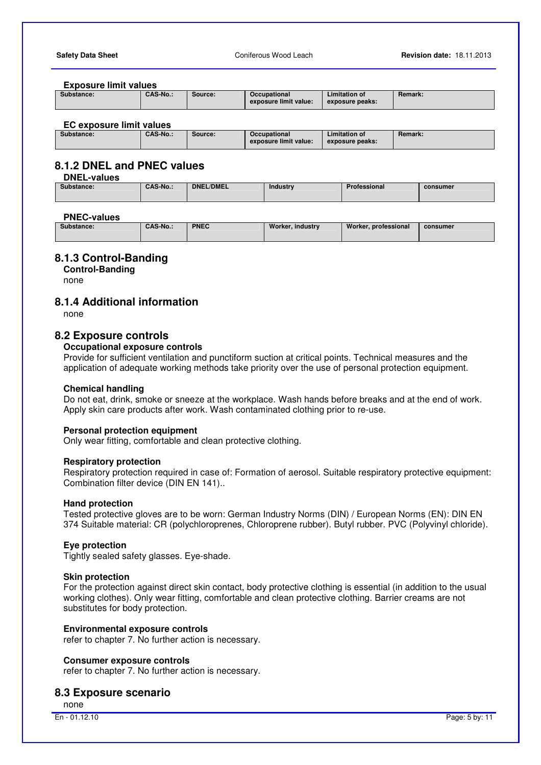**Exposure limit values**

| Substance: | CAS-No.: | Source: | Occupational exposure limit value: | Limitation of exposure peaks: | Remark: |
|---|---|---|---|---|---|

**EC exposure limit values**

| Substance: | CAS-No.: | Source: | Occupational exposure limit value: | Limitation of exposure peaks: | Remark: |
|---|---|---|---|---|---|

## 8.1.2 DNEL and PNEC values

**DNEL-values**

| Substance: | CAS-No.: | DNEL/DMEL | Industry | Professional | consumer |
|---|---|---|---|---|---|

**PNEC-values**

| Substance: | CAS-No.: | PNEC | Worker, industry | Worker, professional | consumer |
|---|---|---|---|---|---|

## 8.1.3 Control-Banding

**Control-Banding**

none

## 8.1.4 Additional information

none

## 8.2 Exposure controls

**Occupational exposure controls**

Provide for sufficient ventilation and punctiform suction at critical points. Technical measures and the application of adequate working methods take priority over the use of personal protection equipment.

**Chemical handling**

Do not eat, drink, smoke or sneeze at the workplace. Wash hands before breaks and at the end of work. Apply skin care products after work. Wash contaminated clothing prior to re-use.

**Personal protection equipment**

Only wear fitting, comfortable and clean protective clothing.

**Respiratory protection**

Respiratory protection required in case of: Formation of aerosol. Suitable respiratory protective equipment: Combination filter device (DIN EN 141)..

**Hand protection**

Tested protective gloves are to be worn: German Industry Norms (DIN) / European Norms (EN): DIN EN 374 Suitable material: CR (polychloroprenes, Chloroprene rubber). Butyl rubber. PVC (Polyvinyl chloride).

**Eye protection**

Tightly sealed safety glasses. Eye-shade.

**Skin protection**

For the protection against direct skin contact, body protective clothing is essential (in addition to the usual working clothes). Only wear fitting, comfortable and clean protective clothing. Barrier creams are not substitutes for body protection.

**Environmental exposure controls**

refer to chapter 7. No further action is necessary.

**Consumer exposure controls**

refer to chapter 7. No further action is necessary.

## 8.3 Exposure scenario

none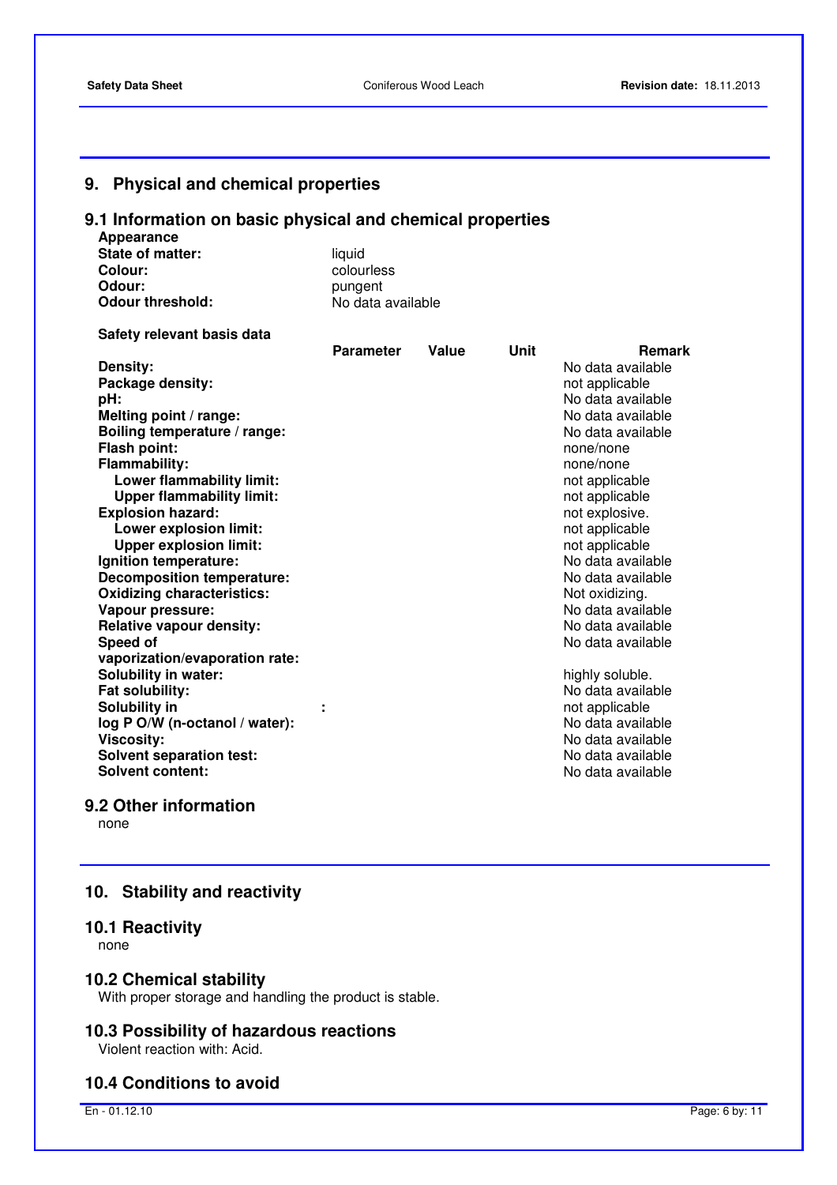## 9. Physical and chemical properties

### 9.1 Information on basic physical and chemical properties

**Appearance**

| | |
|---|---|
| **State of matter:** | liquid |
| **Colour:** | colourless |
| **Odour:** | pungent |
| **Odour threshold:** | No data available |

**Safety relevant basis data**

| | Parameter | Value | Unit | Remark |
|---|---|---|---|---|
| **Density:** | | | | No data available |
| **Package density:** | | | | not applicable |
| **pH:** | | | | No data available |
| **Melting point / range:** | | | | No data available |
| **Boiling temperature / range:** | | | | No data available |
| **Flash point:** | | | | none/none |
| **Flammability:** | | | | none/none |
| **Lower flammability limit:** | | | | not applicable |
| **Upper flammability limit:** | | | | not applicable |
| **Explosion hazard:** | | | | not explosive. |
| **Lower explosion limit:** | | | | not applicable |
| **Upper explosion limit:** | | | | not applicable |
| **Ignition temperature:** | | | | No data available |
| **Decomposition temperature:** | | | | No data available |
| **Oxidizing characteristics:** | | | | Not oxidizing. |
| **Vapour pressure:** | | | | No data available |
| **Relative vapour density:** | | | | No data available |
| **Speed of vaporization/evaporation rate:** | | | | No data available |
| **Solubility in water:** | | | | highly soluble. |
| **Fat solubility:** | | | | No data available |
| **Solubility in** | : | | | not applicable |
| **log P O/W (n-octanol / water):** | | | | No data available |
| **Viscosity:** | | | | No data available |
| **Solvent separation test:** | | | | No data available |
| **Solvent content:** | | | | No data available |

### 9.2 Other information

none

## 10. Stability and reactivity

### 10.1 Reactivity

none

### 10.2 Chemical stability

With proper storage and handling the product is stable.

### 10.3 Possibility of hazardous reactions

Violent reaction with: Acid.

### 10.4 Conditions to avoid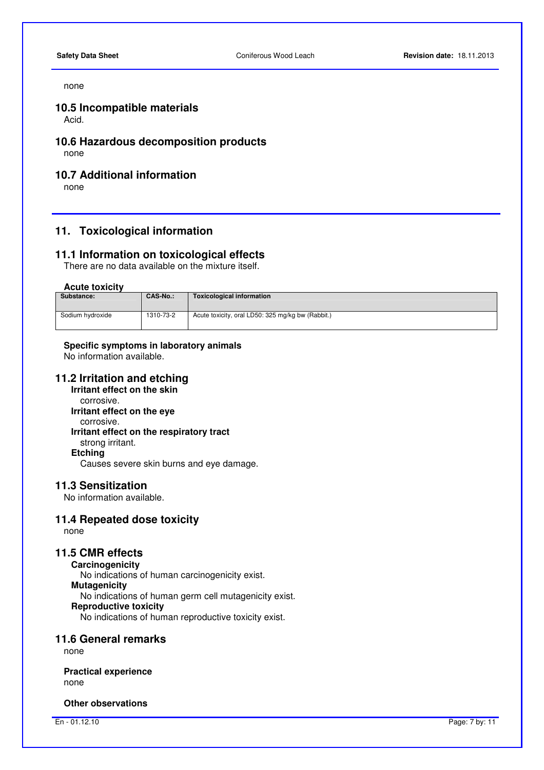none

## 10.5 Incompatible materials

Acid.

## 10.6 Hazardous decomposition products

none

## 10.7 Additional information

none

# 11. Toxicological information

## 11.1 Information on toxicological effects

There are no data available on the mixture itself.

**Acute toxicity**

| Substance: | CAS-No.: | Toxicological information |
|---|---|---|
| Sodium hydroxide | 1310-73-2 | Acute toxicity, oral LD50: 325 mg/kg bw (Rabbit.) |

**Specific symptoms in laboratory animals**

No information available.

## 11.2 Irritation and etching

**Irritant effect on the skin**

corrosive.

**Irritant effect on the eye**

corrosive.

**Irritant effect on the respiratory tract**

strong irritant.

**Etching**

Causes severe skin burns and eye damage.

## 11.3 Sensitization

No information available.

## 11.4 Repeated dose toxicity

none

## 11.5 CMR effects

**Carcinogenicity**

No indications of human carcinogenicity exist.

**Mutagenicity**

No indications of human germ cell mutagenicity exist.

**Reproductive toxicity**

No indications of human reproductive toxicity exist.

## 11.6 General remarks

none

**Practical experience**

none

**Other observations**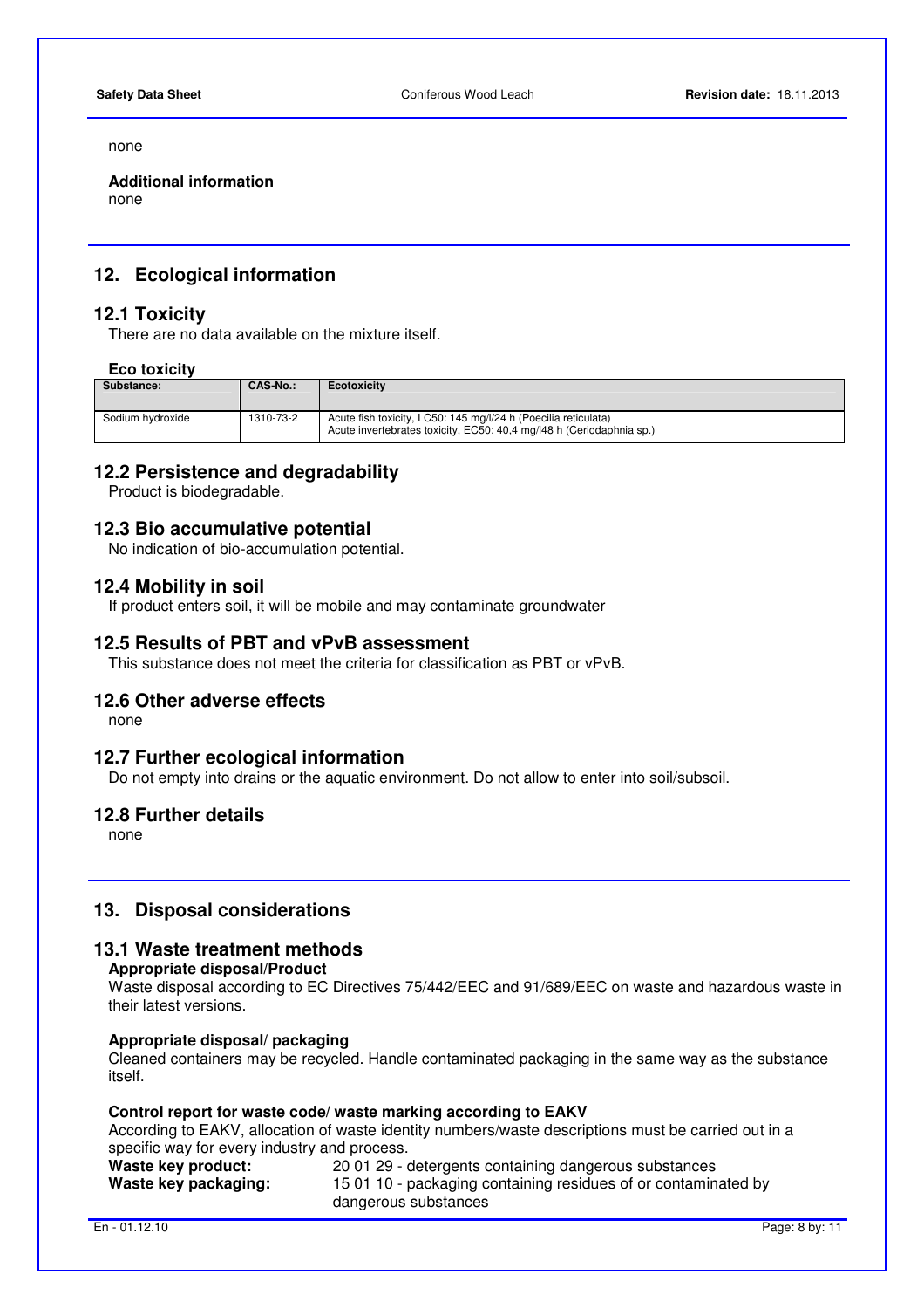none

**Additional information**
none

## 12. Ecological information

### 12.1 Toxicity

There are no data available on the mixture itself.

**Eco toxicity**

| Substance: | CAS-No.: | Ecotoxicity |
|---|---|---|
| Sodium hydroxide | 1310-73-2 | Acute fish toxicity, LC50: 145 mg/l/24 h (Poecilia reticulata)<br>Acute invertebrates toxicity, EC50: 40,4 mg/l48 h (Ceriodaphnia sp.) |

### 12.2 Persistence and degradability

Product is biodegradable.

### 12.3 Bio accumulative potential

No indication of bio-accumulation potential.

### 12.4 Mobility in soil

If product enters soil, it will be mobile and may contaminate groundwater

### 12.5 Results of PBT and vPvB assessment

This substance does not meet the criteria for classification as PBT or vPvB.

### 12.6 Other adverse effects

none

### 12.7 Further ecological information

Do not empty into drains or the aquatic environment. Do not allow to enter into soil/subsoil.

### 12.8 Further details

none

## 13. Disposal considerations

### 13.1 Waste treatment methods

**Appropriate disposal/Product**

Waste disposal according to EC Directives 75/442/EEC and 91/689/EEC on waste and hazardous waste in their latest versions.

**Appropriate disposal/ packaging**

Cleaned containers may be recycled. Handle contaminated packaging in the same way as the substance itself.

**Control report for waste code/ waste marking according to EAKV**

According to EAKV, allocation of waste identity numbers/waste descriptions must be carried out in a specific way for every industry and process.

**Waste key product:** 20 01 29 - detergents containing dangerous substances

**Waste key packaging:** 15 01 10 - packaging containing residues of or contaminated by dangerous substances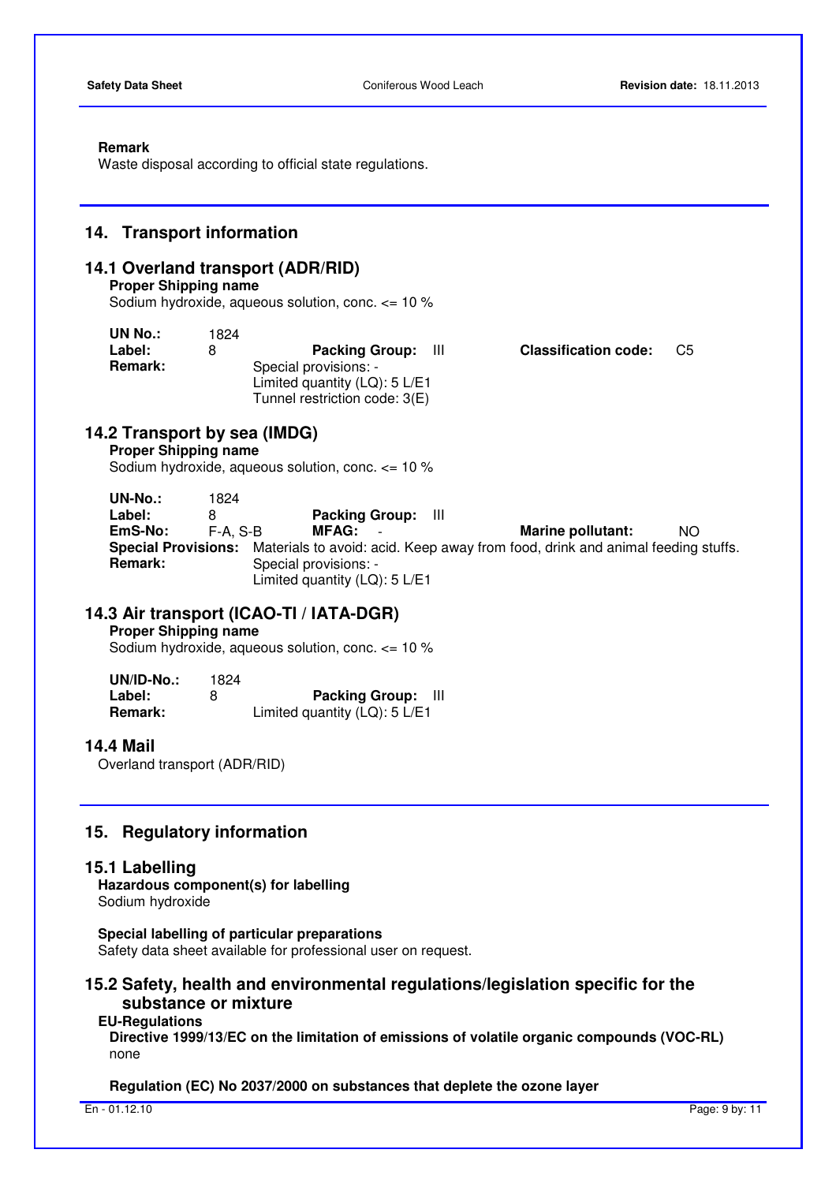**Remark**
Waste disposal according to official state regulations.

## 14. Transport information

### 14.1 Overland transport (ADR/RID)

**Proper Shipping name**
Sodium hydroxide, aqueous solution, conc. <= 10 %

**UN No.:** 1824
**Label:** 8 **Packing Group:** III **Classification code:** C5
**Remark:** Special provisions: -
Limited quantity (LQ): 5 L/E1
Tunnel restriction code: 3(E)

### 14.2 Transport by sea (IMDG)

**Proper Shipping name**
Sodium hydroxide, aqueous solution, conc. <= 10 %

**UN-No.:** 1824
**Label:** 8 **Packing Group:** III
**EmS-No:** F-A, S-B **MFAG:** - **Marine pollutant:** NO
**Special Provisions:** Materials to avoid: acid. Keep away from food, drink and animal feeding stuffs.
**Remark:** Special provisions: -
Limited quantity (LQ): 5 L/E1

### 14.3 Air transport (ICAO-TI / IATA-DGR)

**Proper Shipping name**
Sodium hydroxide, aqueous solution, conc. <= 10 %

**UN/ID-No.:** 1824
**Label:** 8 **Packing Group:** III
**Remark:** Limited quantity (LQ): 5 L/E1

### 14.4 Mail

Overland transport (ADR/RID)

## 15. Regulatory information

### 15.1 Labelling

**Hazardous component(s) for labelling**
Sodium hydroxide

**Special labelling of particular preparations**
Safety data sheet available for professional user on request.

### 15.2 Safety, health and environmental regulations/legislation specific for the substance or mixture

**EU-Regulations**

**Directive 1999/13/EC on the limitation of emissions of volatile organic compounds (VOC-RL)**
none

**Regulation (EC) No 2037/2000 on substances that deplete the ozone layer**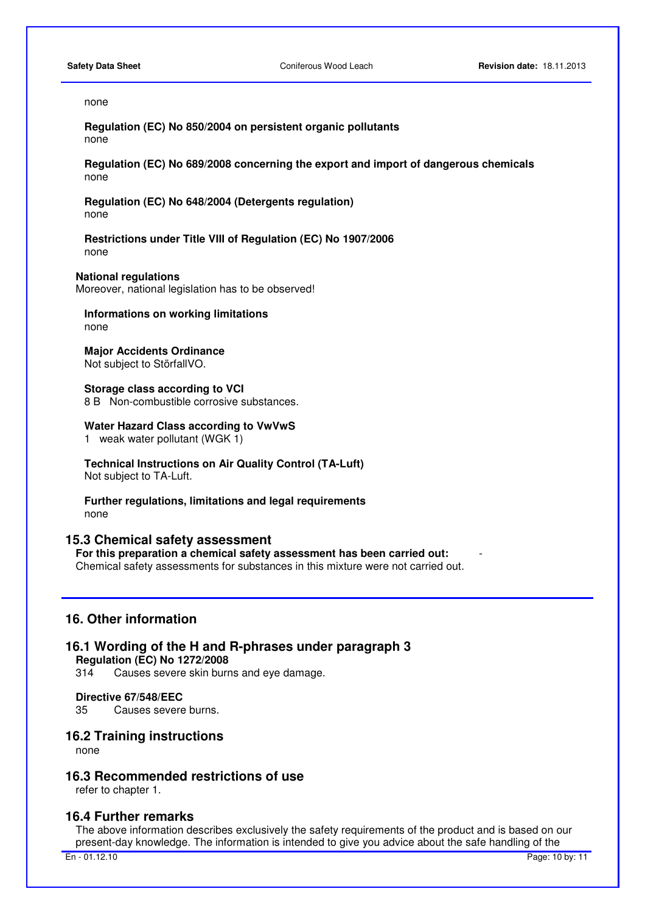none

**Regulation (EC) No 850/2004 on persistent organic pollutants**
none

**Regulation (EC) No 689/2008 concerning the export and import of dangerous chemicals**
none

**Regulation (EC) No 648/2004 (Detergents regulation)**
none

**Restrictions under Title VIII of Regulation (EC) No 1907/2006**
none

**National regulations**
Moreover, national legislation has to be observed!

**Informations on working limitations**
none

**Major Accidents Ordinance**
Not subject to StörfallVO.

**Storage class according to VCI**
8 B Non-combustible corrosive substances.

**Water Hazard Class according to VwVwS**
1 weak water pollutant (WGK 1)

**Technical Instructions on Air Quality Control (TA-Luft)**
Not subject to TA-Luft.

**Further regulations, limitations and legal requirements**
none

## 15.3 Chemical safety assessment

**For this preparation a chemical safety assessment has been carried out:** -
Chemical safety assessments for substances in this mixture were not carried out.

# 16. Other information

## 16.1 Wording of the H and R-phrases under paragraph 3

**Regulation (EC) No 1272/2008**
314 Causes severe skin burns and eye damage.

**Directive 67/548/EEC**
35 Causes severe burns.

## 16.2 Training instructions

none

## 16.3 Recommended restrictions of use

refer to chapter 1.

## 16.4 Further remarks

The above information describes exclusively the safety requirements of the product and is based on our present-day knowledge. The information is intended to give you advice about the safe handling of the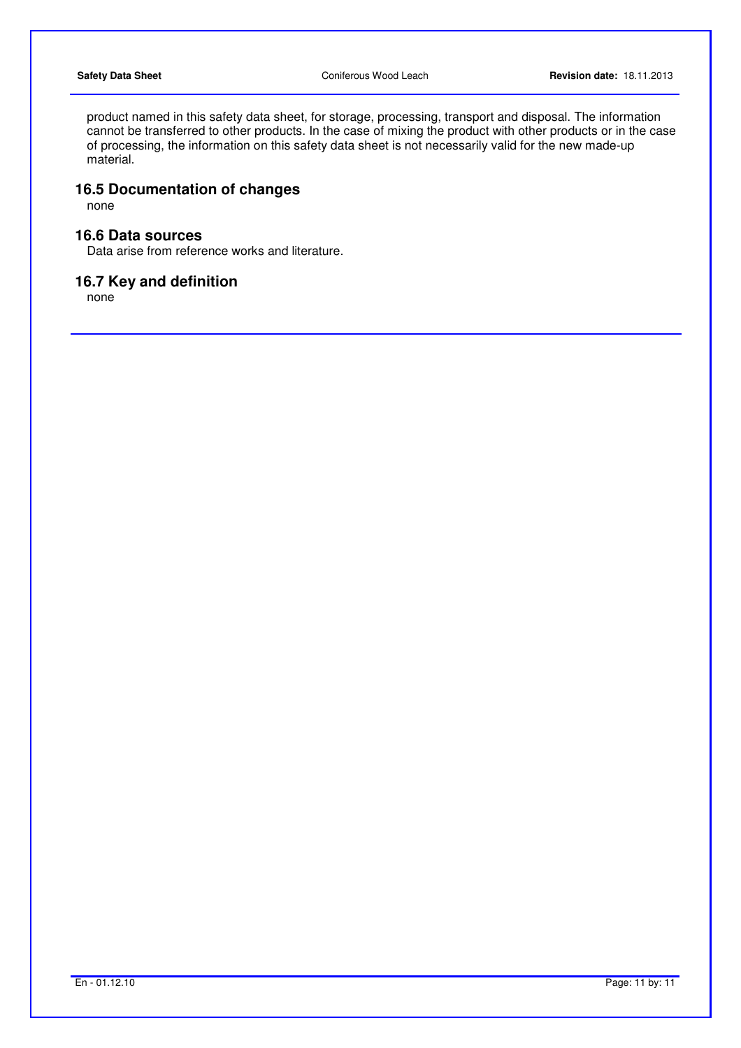product named in this safety data sheet, for storage, processing, transport and disposal. The information cannot be transferred to other products. In the case of mixing the product with other products or in the case of processing, the information on this safety data sheet is not necessarily valid for the new made-up material.

## 16.5 Documentation of changes

none

## 16.6 Data sources

Data arise from reference works and literature.

## 16.7 Key and definition

none